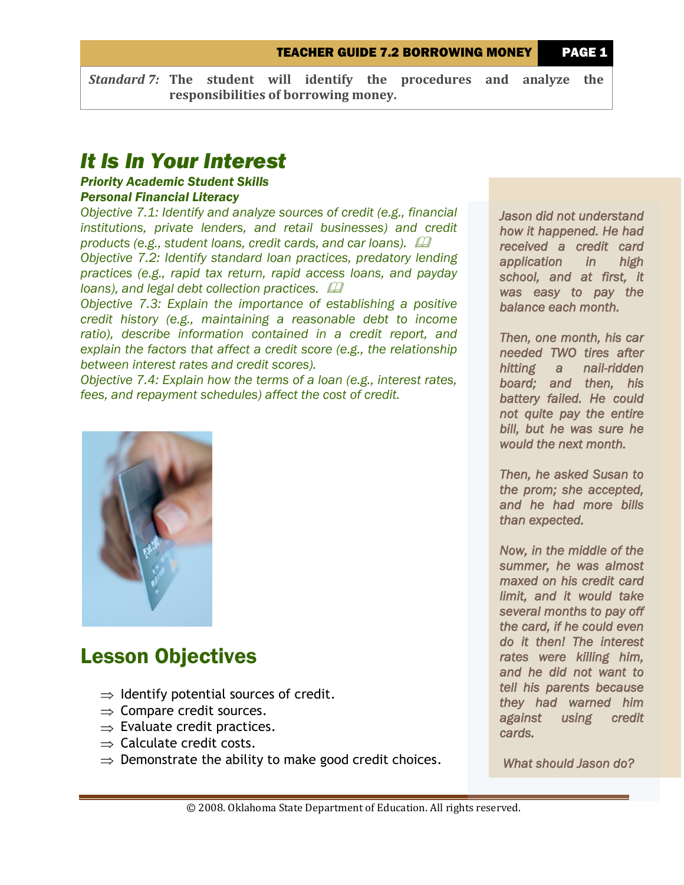*Standard 7:* **The student will identify the procedures and analyze the responsibilities of borrowing money.**

# *It Is In Your Interest*

***Priority Academic Student Skills***
***Personal Financial Literacy***

*Objective 7.1: Identify and analyze sources of credit (e.g., financial institutions, private lenders, and retail businesses) and credit products (e.g., student loans, credit cards, and car loans).*

*Objective 7.2: Identify standard loan practices, predatory lending practices (e.g., rapid tax return, rapid access loans, and payday loans), and legal debt collection practices.*

*Objective 7.3: Explain the importance of establishing a positive credit history (e.g., maintaining a reasonable debt to income ratio), describe information contained in a credit report, and explain the factors that affect a credit score (e.g., the relationship between interest rates and credit scores).*

*Objective 7.4: Explain how the terms of a loan (e.g., interest rates, fees, and repayment schedules) affect the cost of credit.*

## Lesson Objectives

- ⇒ Identify potential sources of credit.
- ⇒ Compare credit sources.
- ⇒ Evaluate credit practices.
- ⇒ Calculate credit costs.
- ⇒ Demonstrate the ability to make good credit choices.

*Jason did not understand how it happened. He had received a credit card application in high school, and at first, it was easy to pay the balance each month.*

*Then, one month, his car needed TWO tires after hitting a nail-ridden board; and then, his battery failed. He could not quite pay the entire bill, but he was sure he would the next month.*

*Then, he asked Susan to the prom; she accepted, and he had more bills than expected.*

*Now, in the middle of the summer, he was almost maxed on his credit card limit, and it would take several months to pay off the card, if he could even do it then! The interest rates were killing him, and he did not want to tell his parents because they had warned him against using credit cards.*

*What should Jason do?*

© 2008. Oklahoma State Department of Education. All rights reserved.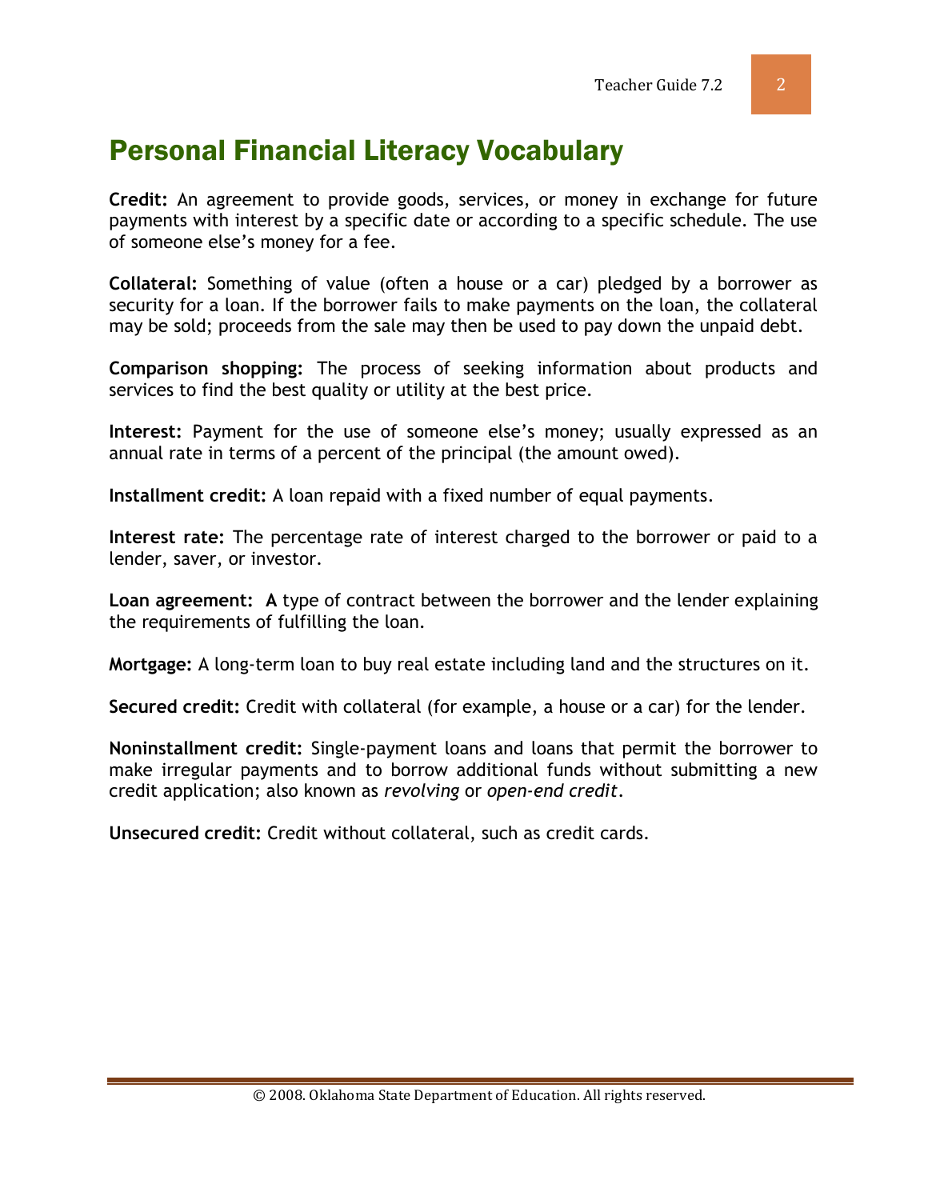# Personal Financial Literacy Vocabulary

**Credit:** An agreement to provide goods, services, or money in exchange for future payments with interest by a specific date or according to a specific schedule. The use of someone else's money for a fee.

**Collateral:** Something of value (often a house or a car) pledged by a borrower as security for a loan. If the borrower fails to make payments on the loan, the collateral may be sold; proceeds from the sale may then be used to pay down the unpaid debt.

**Comparison shopping:** The process of seeking information about products and services to find the best quality or utility at the best price.

**Interest:** Payment for the use of someone else's money; usually expressed as an annual rate in terms of a percent of the principal (the amount owed).

**Installment credit:** A loan repaid with a fixed number of equal payments.

**Interest rate:** The percentage rate of interest charged to the borrower or paid to a lender, saver, or investor.

**Loan agreement: A** type of contract between the borrower and the lender explaining the requirements of fulfilling the loan.

**Mortgage:** A long-term loan to buy real estate including land and the structures on it.

**Secured credit:** Credit with collateral (for example, a house or a car) for the lender.

**Noninstallment credit:** Single-payment loans and loans that permit the borrower to make irregular payments and to borrow additional funds without submitting a new credit application; also known as *revolving* or *open-end credit*.

**Unsecured credit:** Credit without collateral, such as credit cards.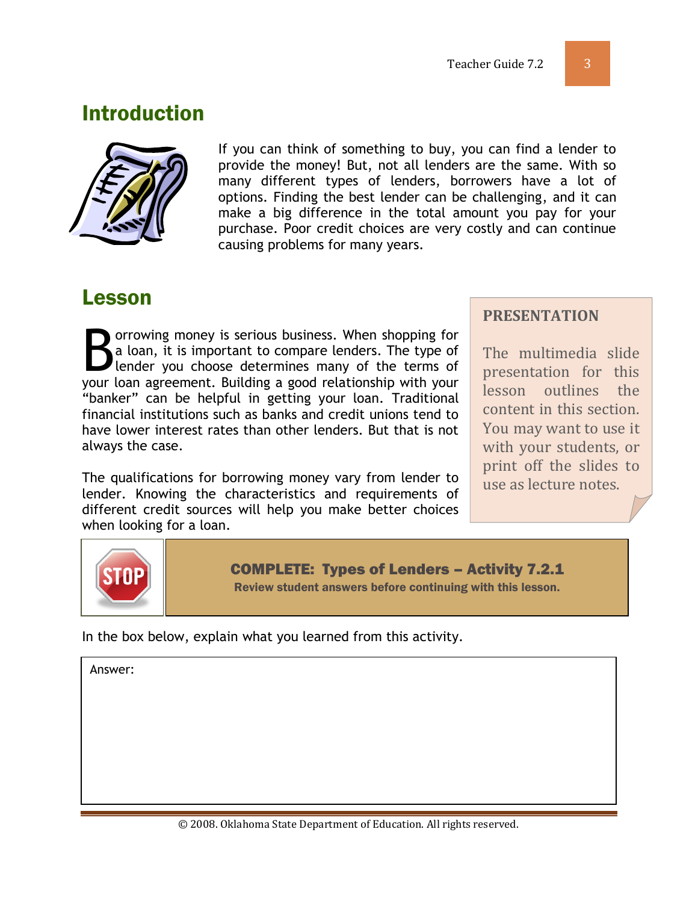## Introduction

If you can think of something to buy, you can find a lender to provide the money! But, not all lenders are the same. With so many different types of lenders, borrowers have a lot of options. Finding the best lender can be challenging, and it can make a big difference in the total amount you pay for your purchase. Poor credit choices are very costly and can continue causing problems for many years.

## Lesson

Borrowing money is serious business. When shopping for a loan, it is important to compare lenders. The type of lender you choose determines many of the terms of your loan agreement. Building a good relationship with your "banker" can be helpful in getting your loan. Traditional financial institutions such as banks and credit unions tend to have lower interest rates than other lenders. But that is not always the case.

The qualifications for borrowing money vary from lender to lender. Knowing the characteristics and requirements of different credit sources will help you make better choices when looking for a loan.

**PRESENTATION**

The multimedia slide presentation for this lesson outlines the content in this section. You may want to use it with your students, or print off the slides to use as lecture notes.

**COMPLETE: Types of Lenders – Activity 7.2.1**
**Review student answers before continuing with this lesson.**

In the box below, explain what you learned from this activity.

Answer:

© 2008. Oklahoma State Department of Education. All rights reserved.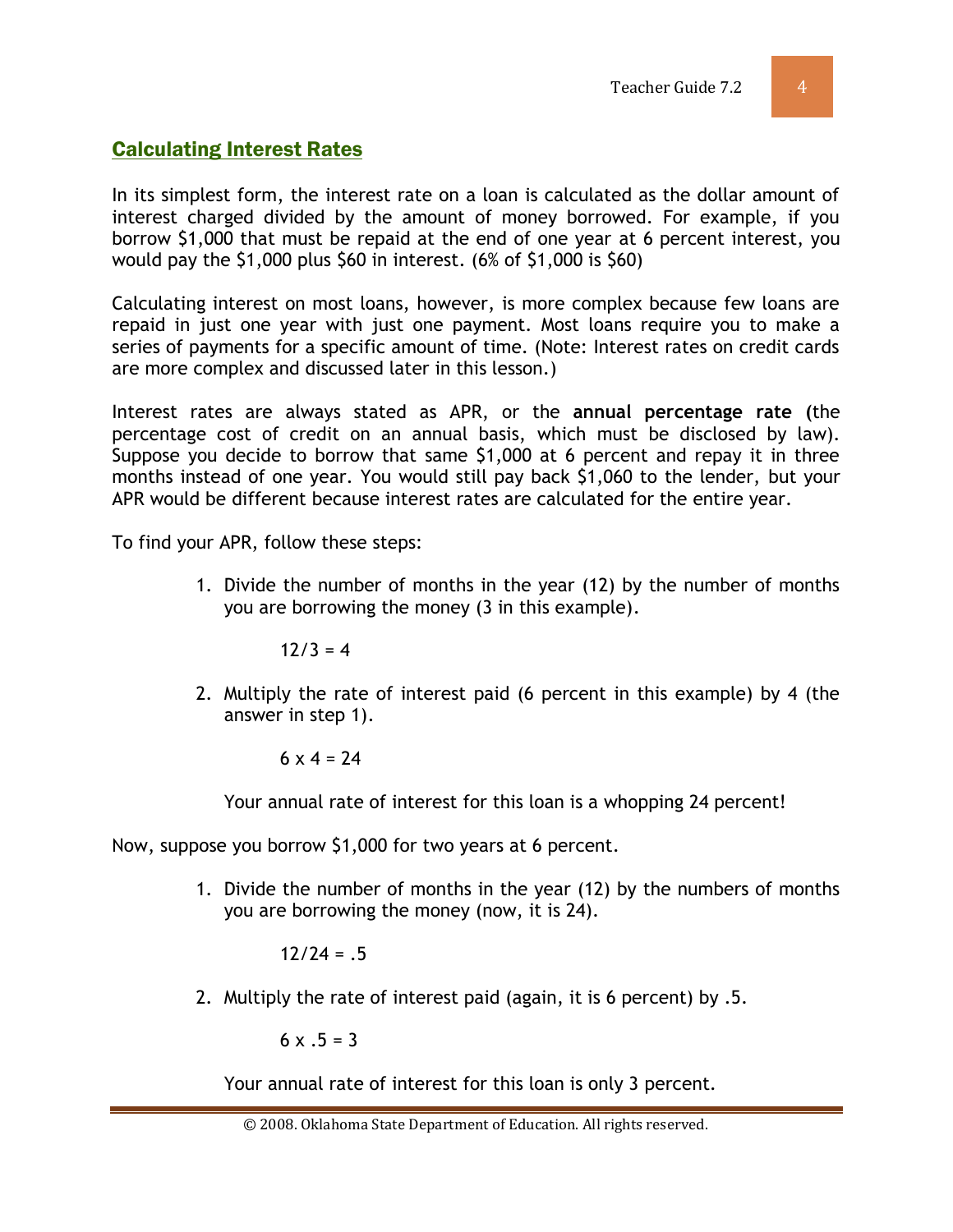## Calculating Interest Rates

In its simplest form, the interest rate on a loan is calculated as the dollar amount of interest charged divided by the amount of money borrowed. For example, if you borrow $1,000 that must be repaid at the end of one year at 6 percent interest, you would pay the $1,000 plus $60 in interest. (6% of $1,000 is $60)

Calculating interest on most loans, however, is more complex because few loans are repaid in just one year with just one payment. Most loans require you to make a series of payments for a specific amount of time. (Note: Interest rates on credit cards are more complex and discussed later in this lesson.)

Interest rates are always stated as APR, or the **annual percentage rate (**the percentage cost of credit on an annual basis, which must be disclosed by law). Suppose you decide to borrow that same $1,000 at 6 percent and repay it in three months instead of one year. You would still pay back $1,060 to the lender, but your APR would be different because interest rates are calculated for the entire year.

To find your APR, follow these steps:

1. Divide the number of months in the year (12) by the number of months you are borrowing the money (3 in this example).

   $12/3 = 4$

2. Multiply the rate of interest paid (6 percent in this example) by 4 (the answer in step 1).

   $6 \times 4 = 24$

   Your annual rate of interest for this loan is a whopping 24 percent!

Now, suppose you borrow $1,000 for two years at 6 percent.

1. Divide the number of months in the year (12) by the numbers of months you are borrowing the money (now, it is 24).

   $12/24 = .5$

2. Multiply the rate of interest paid (again, it is 6 percent) by .5.

   $6 \times .5 = 3$

   Your annual rate of interest for this loan is only 3 percent.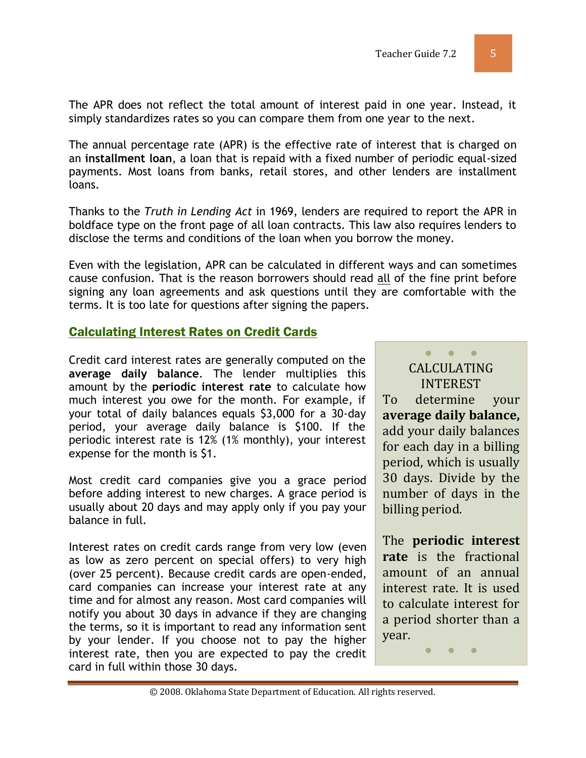The APR does not reflect the total amount of interest paid in one year. Instead, it simply standardizes rates so you can compare them from one year to the next.

The annual percentage rate (APR) is the effective rate of interest that is charged on an **installment loan**, a loan that is repaid with a fixed number of periodic equal-sized payments. Most loans from banks, retail stores, and other lenders are installment loans.

Thanks to the *Truth in Lending Act* in 1969, lenders are required to report the APR in boldface type on the front page of all loan contracts. This law also requires lenders to disclose the terms and conditions of the loan when you borrow the money.

Even with the legislation, APR can be calculated in different ways and can sometimes cause confusion. That is the reason borrowers should read <u>all</u> of the fine print before signing any loan agreements and ask questions until they are comfortable with the terms. It is too late for questions after signing the papers.

## Calculating Interest Rates on Credit Cards

Credit card interest rates are generally computed on the **average daily balance**. The lender multiplies this amount by the **periodic interest rate** to calculate how much interest you owe for the month. For example, if your total of daily balances equals $3,000 for a 30-day period, your average daily balance is $100. If the periodic interest rate is 12% (1% monthly), your interest expense for the month is $1.

Most credit card companies give you a grace period before adding interest to new charges. A grace period is usually about 20 days and may apply only if you pay your balance in full.

Interest rates on credit cards range from very low (even as low as zero percent on special offers) to very high (over 25 percent). Because credit cards are open-ended, card companies can increase your interest rate at any time and for almost any reason. Most card companies will notify you about 30 days in advance if they are changing the terms, so it is important to read any information sent by your lender. If you choose not to pay the higher interest rate, then you are expected to pay the credit card in full within those 30 days.

> **CALCULATING INTEREST**
>
> To determine your **average daily balance,** add your daily balances for each day in a billing period, which is usually 30 days. Divide by the number of days in the billing period.
>
> The **periodic interest rate** is the fractional amount of an annual interest rate. It is used to calculate interest for a period shorter than a year.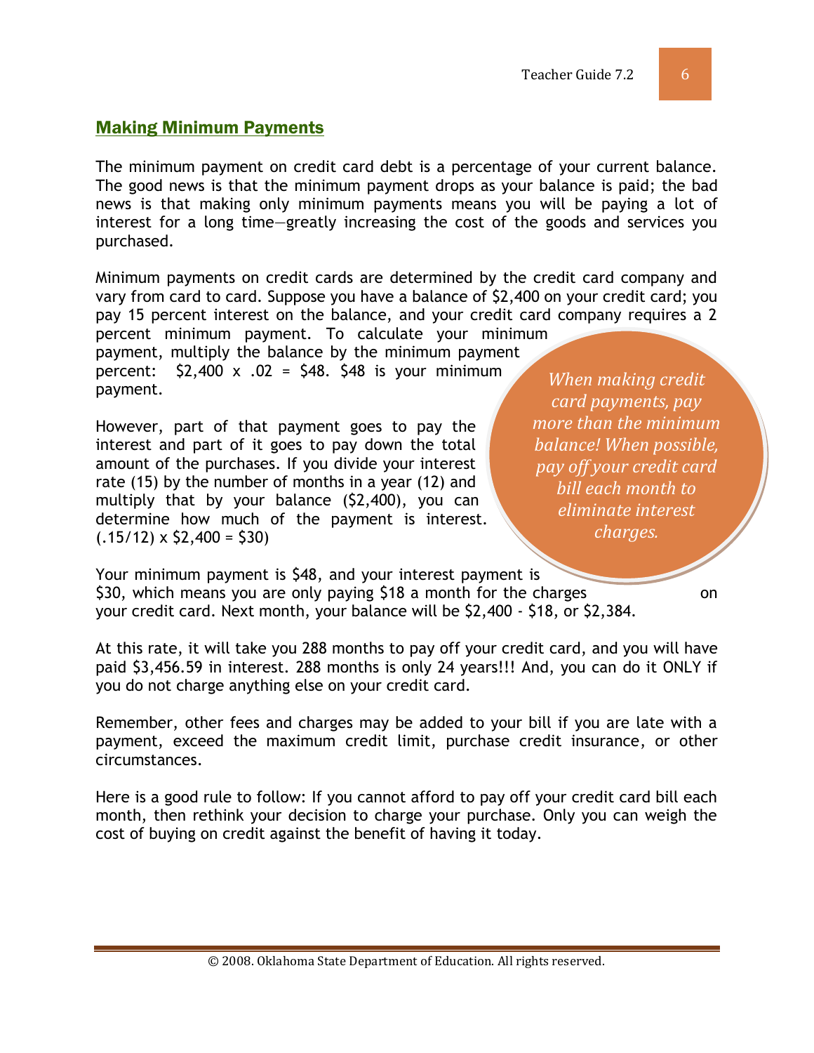## Making Minimum Payments

The minimum payment on credit card debt is a percentage of your current balance. The good news is that the minimum payment drops as your balance is paid; the bad news is that making only minimum payments means you will be paying a lot of interest for a long time—greatly increasing the cost of the goods and services you purchased.

Minimum payments on credit cards are determined by the credit card company and vary from card to card. Suppose you have a balance of $2,400 on your credit card; you pay 15 percent interest on the balance, and your credit card company requires a 2 percent minimum payment. To calculate your minimum payment, multiply the balance by the minimum payment percent: $2,400 x .02 = $48. $48 is your minimum payment.

*When making credit card payments, pay more than the minimum balance! When possible, pay off your credit card bill each month to eliminate interest charges.*

However, part of that payment goes to pay the interest and part of it goes to pay down the total amount of the purchases. If you divide your interest rate (15) by the number of months in a year (12) and multiply that by your balance ($2,400), you can determine how much of the payment is interest. (.15/12) x $2,400 = $30)

Your minimum payment is $48, and your interest payment is $30, which means you are only paying $18 a month for the charges on your credit card. Next month, your balance will be $2,400 - $18, or $2,384.

At this rate, it will take you 288 months to pay off your credit card, and you will have paid $3,456.59 in interest. 288 months is only 24 years!!! And, you can do it ONLY if you do not charge anything else on your credit card.

Remember, other fees and charges may be added to your bill if you are late with a payment, exceed the maximum credit limit, purchase credit insurance, or other circumstances.

Here is a good rule to follow: If you cannot afford to pay off your credit card bill each month, then rethink your decision to charge your purchase. Only you can weigh the cost of buying on credit against the benefit of having it today.

© 2008. Oklahoma State Department of Education. All rights reserved.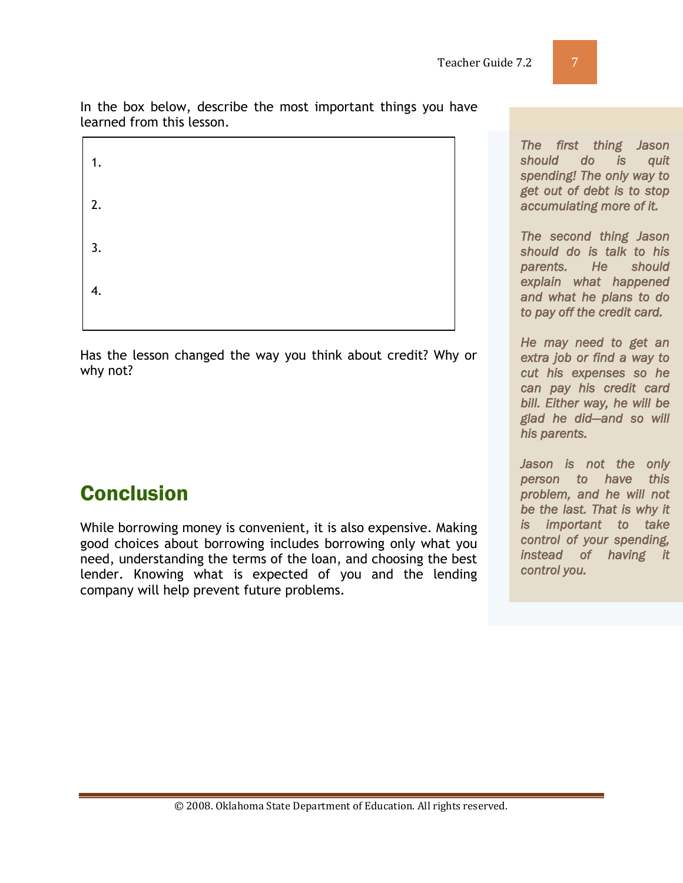In the box below, describe the most important things you have learned from this lesson.

1.

2.

3.

4.

Has the lesson changed the way you think about credit? Why or why not?

## Conclusion

While borrowing money is convenient, it is also expensive. Making good choices about borrowing includes borrowing only what you need, understanding the terms of the loan, and choosing the best lender. Knowing what is expected of you and the lending company will help prevent future problems.

*The first thing Jason should do is quit spending! The only way to get out of debt is to stop accumulating more of it.*

*The second thing Jason should do is talk to his parents. He should explain what happened and what he plans to do to pay off the credit card.*

*He may need to get an extra job or find a way to cut his expenses so he can pay his credit card bill. Either way, he will be glad he did—and so will his parents.*

*Jason is not the only person to have this problem, and he will not be the last. That is why it is important to take control of your spending, instead of having it control you.*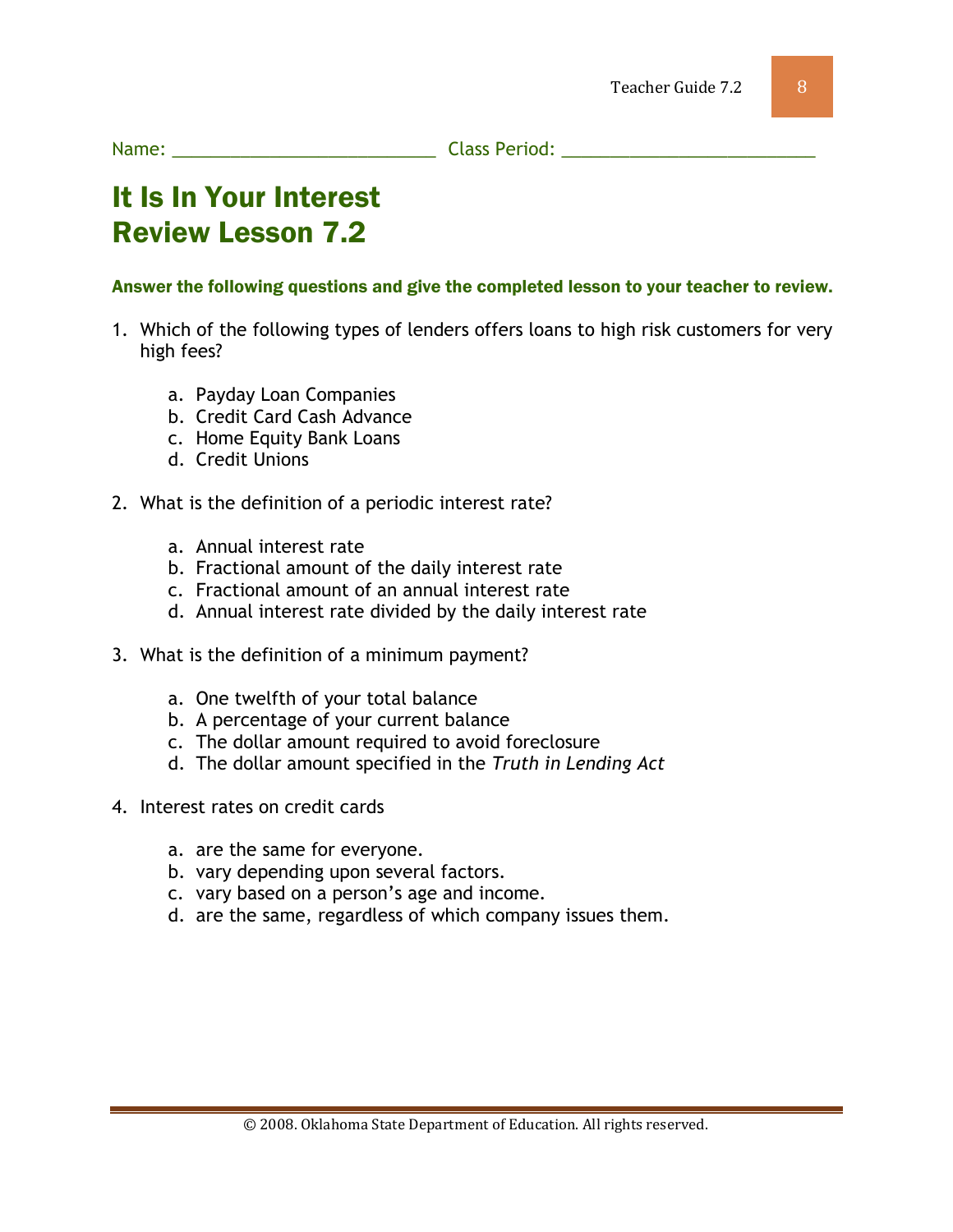Name: ___________________________ Class Period: ___________________________

# It Is In Your Interest
# Review Lesson 7.2

**Answer the following questions and give the completed lesson to your teacher to review.**

1. Which of the following types of lenders offers loans to high risk customers for very high fees?

    a. Payday Loan Companies
    b. Credit Card Cash Advance
    c. Home Equity Bank Loans
    d. Credit Unions

2. What is the definition of a periodic interest rate?

    a. Annual interest rate
    b. Fractional amount of the daily interest rate
    c. Fractional amount of an annual interest rate
    d. Annual interest rate divided by the daily interest rate

3. What is the definition of a minimum payment?

    a. One twelfth of your total balance
    b. A percentage of your current balance
    c. The dollar amount required to avoid foreclosure
    d. The dollar amount specified in the *Truth in Lending Act*

4. Interest rates on credit cards

    a. are the same for everyone.
    b. vary depending upon several factors.
    c. vary based on a person's age and income.
    d. are the same, regardless of which company issues them.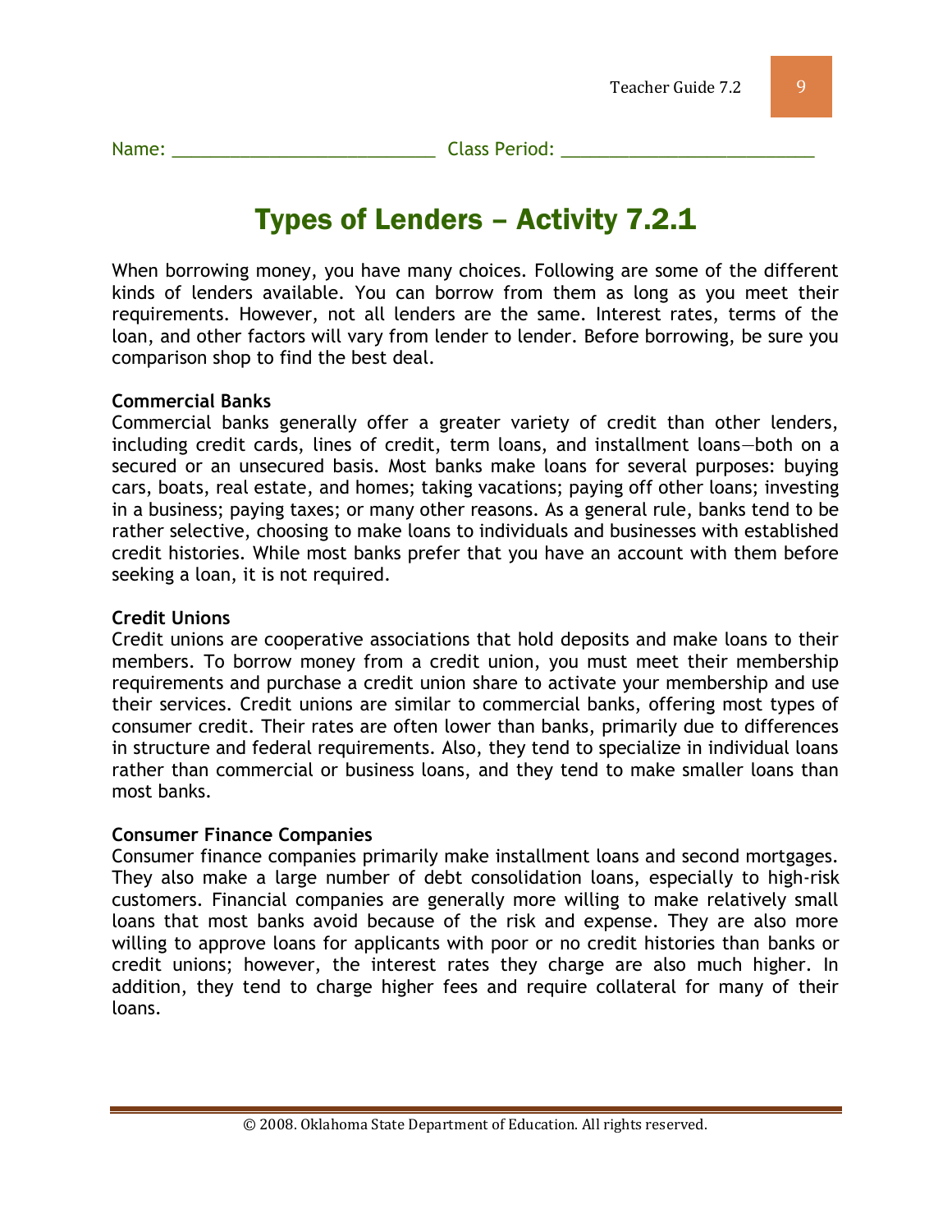Name: ___________________________ Class Period: __________________________

# Types of Lenders – Activity 7.2.1

When borrowing money, you have many choices. Following are some of the different kinds of lenders available. You can borrow from them as long as you meet their requirements. However, not all lenders are the same. Interest rates, terms of the loan, and other factors will vary from lender to lender. Before borrowing, be sure you comparison shop to find the best deal.

**Commercial Banks**

Commercial banks generally offer a greater variety of credit than other lenders, including credit cards, lines of credit, term loans, and installment loans—both on a secured or an unsecured basis. Most banks make loans for several purposes: buying cars, boats, real estate, and homes; taking vacations; paying off other loans; investing in a business; paying taxes; or many other reasons. As a general rule, banks tend to be rather selective, choosing to make loans to individuals and businesses with established credit histories. While most banks prefer that you have an account with them before seeking a loan, it is not required.

**Credit Unions**

Credit unions are cooperative associations that hold deposits and make loans to their members. To borrow money from a credit union, you must meet their membership requirements and purchase a credit union share to activate your membership and use their services. Credit unions are similar to commercial banks, offering most types of consumer credit. Their rates are often lower than banks, primarily due to differences in structure and federal requirements. Also, they tend to specialize in individual loans rather than commercial or business loans, and they tend to make smaller loans than most banks.

**Consumer Finance Companies**

Consumer finance companies primarily make installment loans and second mortgages. They also make a large number of debt consolidation loans, especially to high-risk customers. Financial companies are generally more willing to make relatively small loans that most banks avoid because of the risk and expense. They are also more willing to approve loans for applicants with poor or no credit histories than banks or credit unions; however, the interest rates they charge are also much higher. In addition, they tend to charge higher fees and require collateral for many of their loans.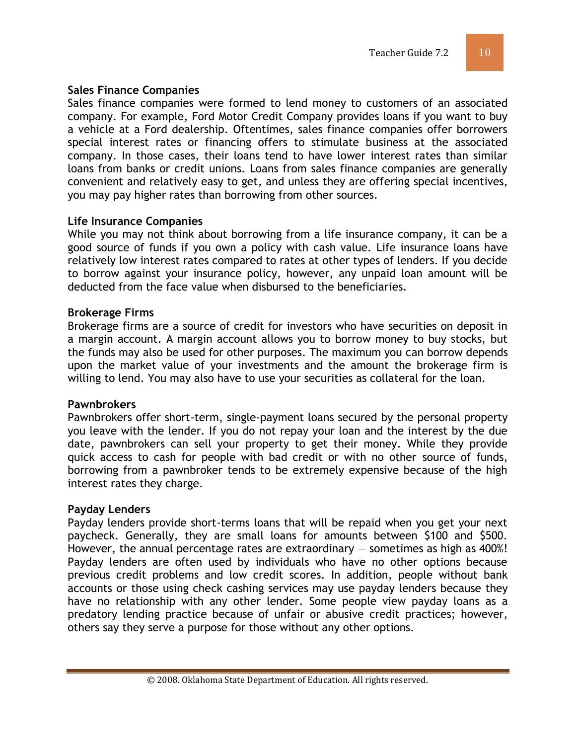**Sales Finance Companies**

Sales finance companies were formed to lend money to customers of an associated company. For example, Ford Motor Credit Company provides loans if you want to buy a vehicle at a Ford dealership. Oftentimes, sales finance companies offer borrowers special interest rates or financing offers to stimulate business at the associated company. In those cases, their loans tend to have lower interest rates than similar loans from banks or credit unions. Loans from sales finance companies are generally convenient and relatively easy to get, and unless they are offering special incentives, you may pay higher rates than borrowing from other sources.

**Life Insurance Companies**

While you may not think about borrowing from a life insurance company, it can be a good source of funds if you own a policy with cash value. Life insurance loans have relatively low interest rates compared to rates at other types of lenders. If you decide to borrow against your insurance policy, however, any unpaid loan amount will be deducted from the face value when disbursed to the beneficiaries.

**Brokerage Firms**

Brokerage firms are a source of credit for investors who have securities on deposit in a margin account. A margin account allows you to borrow money to buy stocks, but the funds may also be used for other purposes. The maximum you can borrow depends upon the market value of your investments and the amount the brokerage firm is willing to lend. You may also have to use your securities as collateral for the loan.

**Pawnbrokers**

Pawnbrokers offer short-term, single-payment loans secured by the personal property you leave with the lender. If you do not repay your loan and the interest by the due date, pawnbrokers can sell your property to get their money. While they provide quick access to cash for people with bad credit or with no other source of funds, borrowing from a pawnbroker tends to be extremely expensive because of the high interest rates they charge.

**Payday Lenders**

Payday lenders provide short-terms loans that will be repaid when you get your next paycheck. Generally, they are small loans for amounts between $100 and $500. However, the annual percentage rates are extraordinary — sometimes as high as 400%! Payday lenders are often used by individuals who have no other options because previous credit problems and low credit scores. In addition, people without bank accounts or those using check cashing services may use payday lenders because they have no relationship with any other lender. Some people view payday loans as a predatory lending practice because of unfair or abusive credit practices; however, others say they serve a purpose for those without any other options.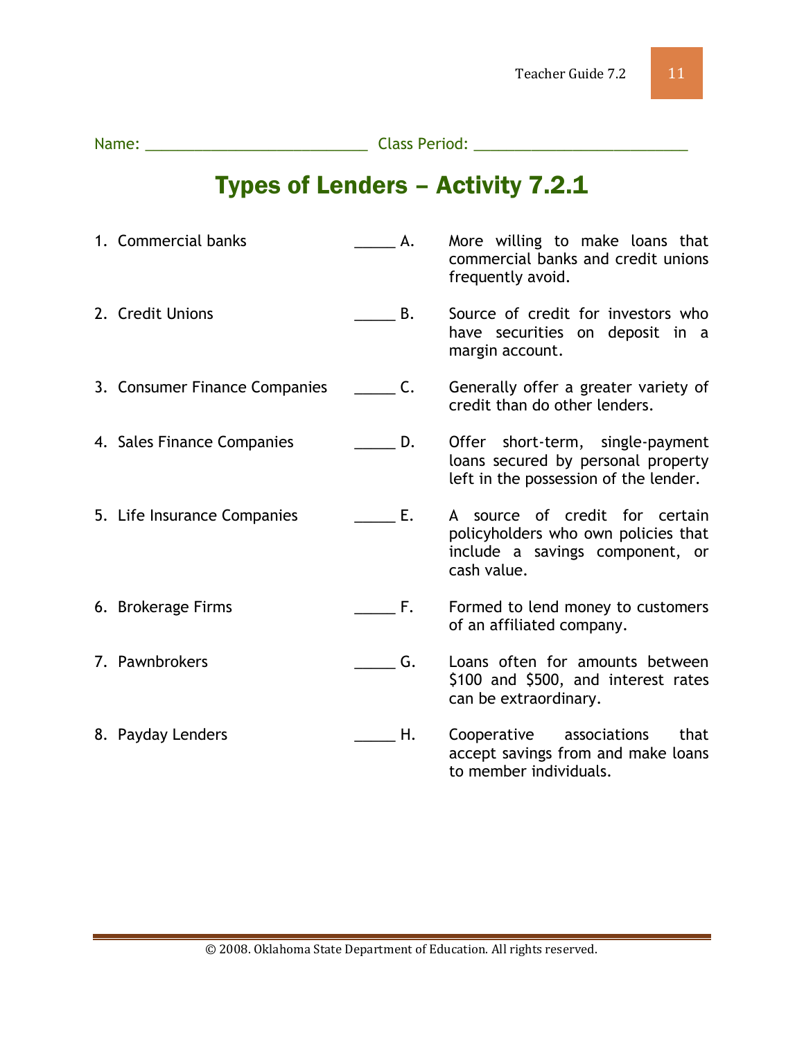Name: ___________________________ Class Period: __________________________

# Types of Lenders – Activity 7.2.1

| | | |
|---|---|---|
| 1. Commercial banks | _____ A. | More willing to make loans that commercial banks and credit unions frequently avoid. |
| 2. Credit Unions | _____ B. | Source of credit for investors who have securities on deposit in a margin account. |
| 3. Consumer Finance Companies | _____ C. | Generally offer a greater variety of credit than do other lenders. |
| 4. Sales Finance Companies | _____ D. | Offer short-term, single-payment loans secured by personal property left in the possession of the lender. |
| 5. Life Insurance Companies | _____ E. | A source of credit for certain policyholders who own policies that include a savings component, or cash value. |
| 6. Brokerage Firms | _____ F. | Formed to lend money to customers of an affiliated company. |
| 7. Pawnbrokers | _____ G. | Loans often for amounts between \$100 and \$500, and interest rates can be extraordinary. |
| 8. Payday Lenders | _____ H. | Cooperative associations that accept savings from and make loans to member individuals. |

© 2008. Oklahoma State Department of Education. All rights reserved.